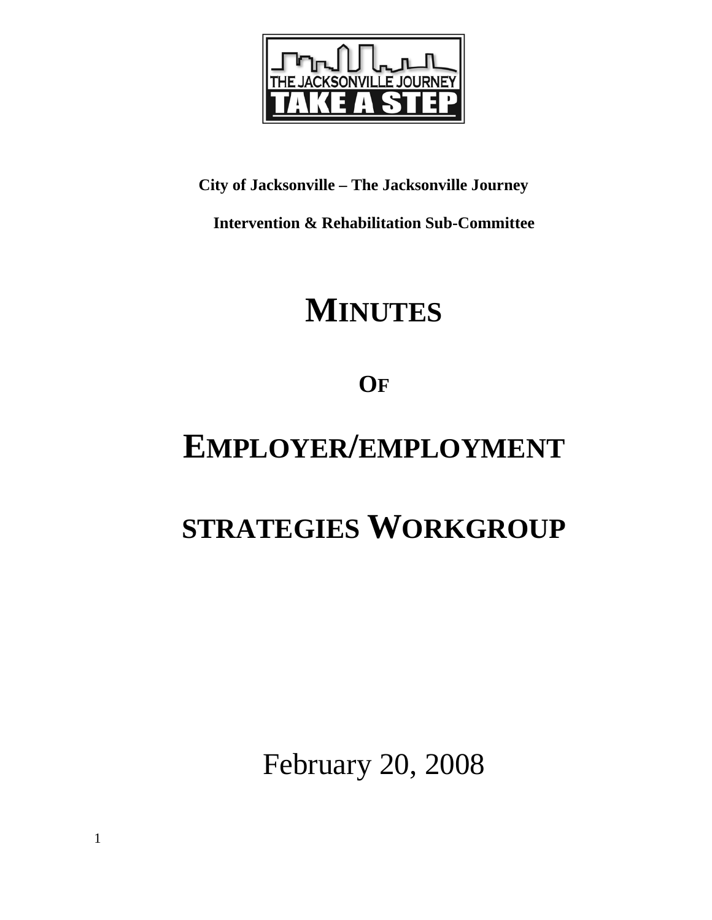**City of Jacksonville – The Jacksonville Journey**

**Intervention & Rehabilitation Sub-Committee**

# MINUTES

# OF

# EMPLOYER/EMPLOYMENT

# STRATEGIES WORKGROUP

February 20, 2008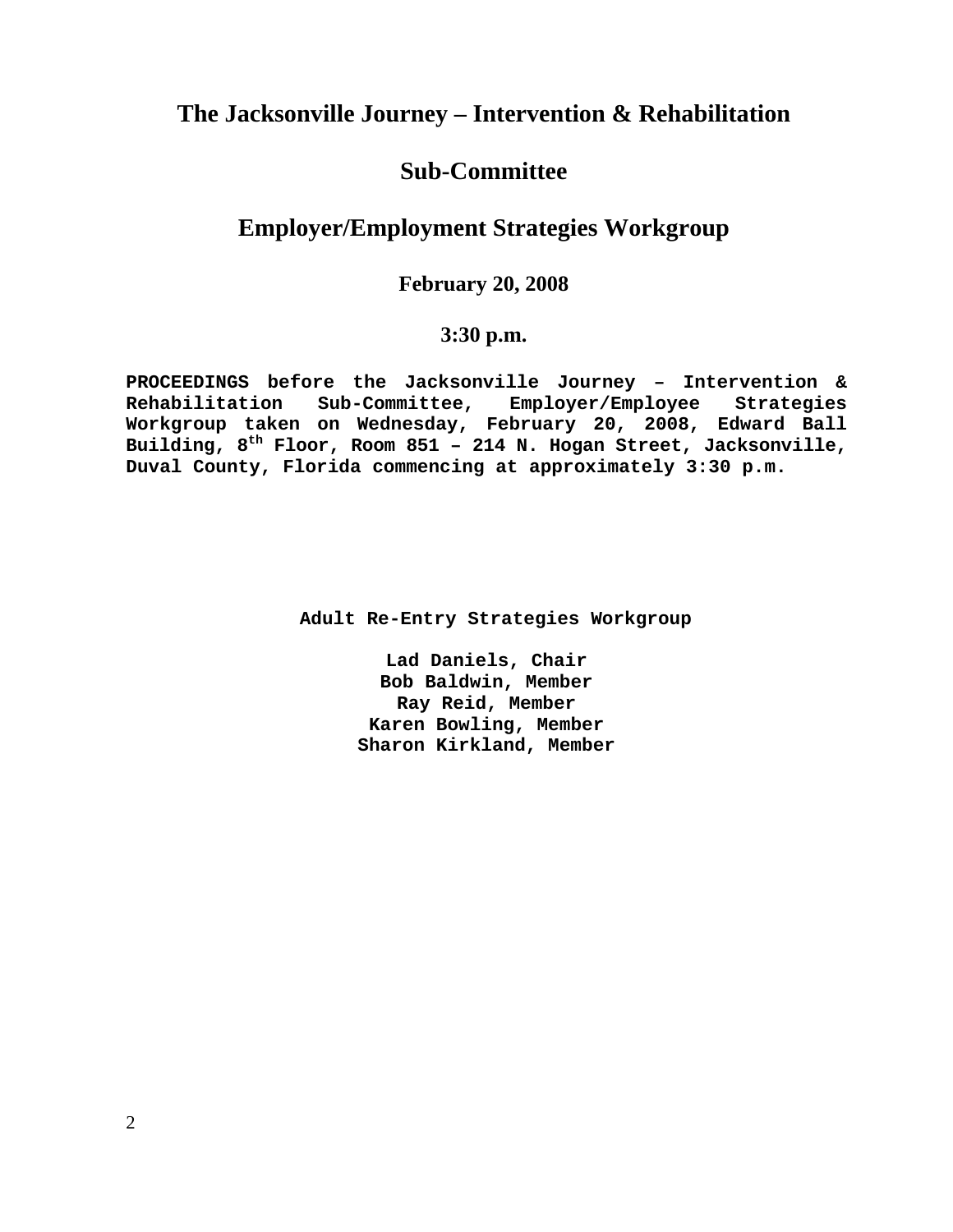# The Jacksonville Journey – Intervention & Rehabilitation

# Sub-Committee

# Employer/Employment Strategies Workgroup

**February 20, 2008**

**3:30 p.m.**

**PROCEEDINGS before the Jacksonville Journey – Intervention & Rehabilitation Sub-Committee, Employer/Employee Strategies Workgroup taken on Wednesday, February 20, 2008, Edward Ball Building, 8th Floor, Room 851 – 214 N. Hogan Street, Jacksonville, Duval County, Florida commencing at approximately 3:30 p.m.**

**Adult Re-Entry Strategies Workgroup**

**Lad Daniels, Chair**
**Bob Baldwin, Member**
**Ray Reid, Member**
**Karen Bowling, Member**
**Sharon Kirkland, Member**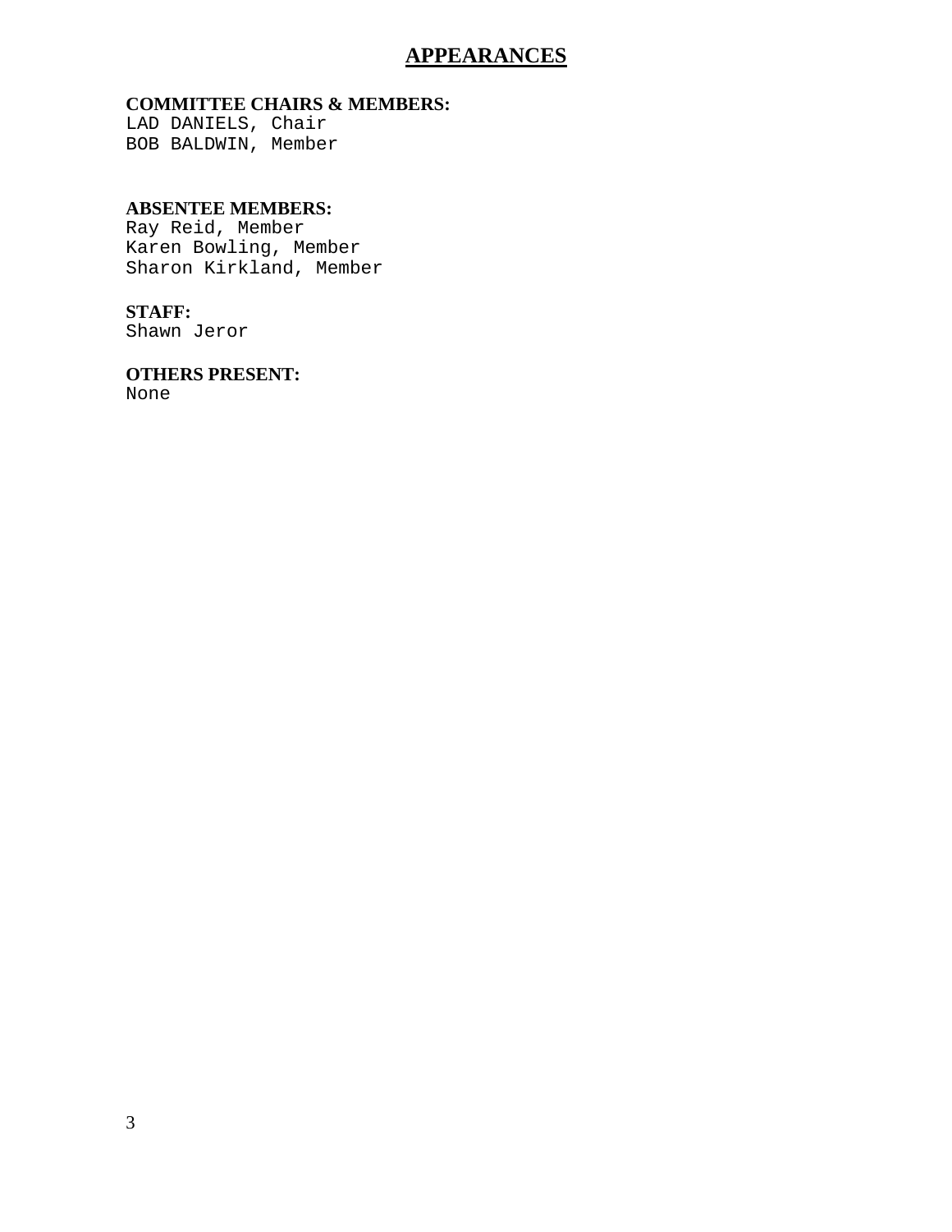# APPEARANCES

**COMMITTEE CHAIRS & MEMBERS:**
LAD DANIELS, Chair
BOB BALDWIN, Member

**ABSENTEE MEMBERS:**
Ray Reid, Member
Karen Bowling, Member
Sharon Kirkland, Member

**STAFF:**
Shawn Jeror

**OTHERS PRESENT:**
None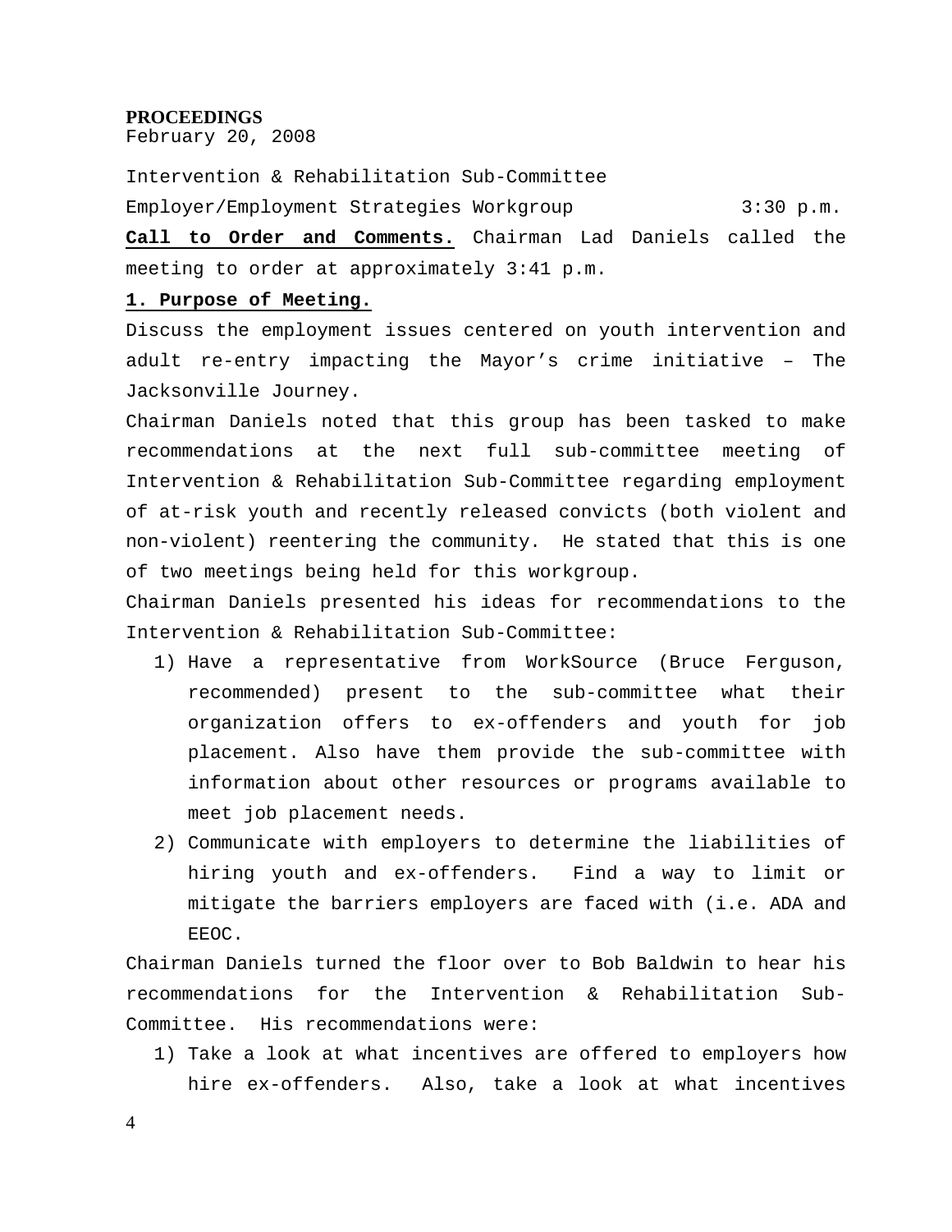**PROCEEDINGS**
February 20, 2008

Intervention & Rehabilitation Sub-Committee

Employer/Employment Strategies Workgroup 3:30 p.m.

**Call to Order and Comments.** Chairman Lad Daniels called the meeting to order at approximately 3:41 p.m.

**1. Purpose of Meeting.**

Discuss the employment issues centered on youth intervention and adult re-entry impacting the Mayor's crime initiative – The Jacksonville Journey.

Chairman Daniels noted that this group has been tasked to make recommendations at the next full sub-committee meeting of Intervention & Rehabilitation Sub-Committee regarding employment of at-risk youth and recently released convicts (both violent and non-violent) reentering the community. He stated that this is one of two meetings being held for this workgroup.

Chairman Daniels presented his ideas for recommendations to the Intervention & Rehabilitation Sub-Committee:

1) Have a representative from WorkSource (Bruce Ferguson, recommended) present to the sub-committee what their organization offers to ex-offenders and youth for job placement. Also have them provide the sub-committee with information about other resources or programs available to meet job placement needs.
2) Communicate with employers to determine the liabilities of hiring youth and ex-offenders. Find a way to limit or mitigate the barriers employers are faced with (i.e. ADA and EEOC.

Chairman Daniels turned the floor over to Bob Baldwin to hear his recommendations for the Intervention & Rehabilitation Sub-Committee. His recommendations were:

1) Take a look at what incentives are offered to employers how hire ex-offenders. Also, take a look at what incentives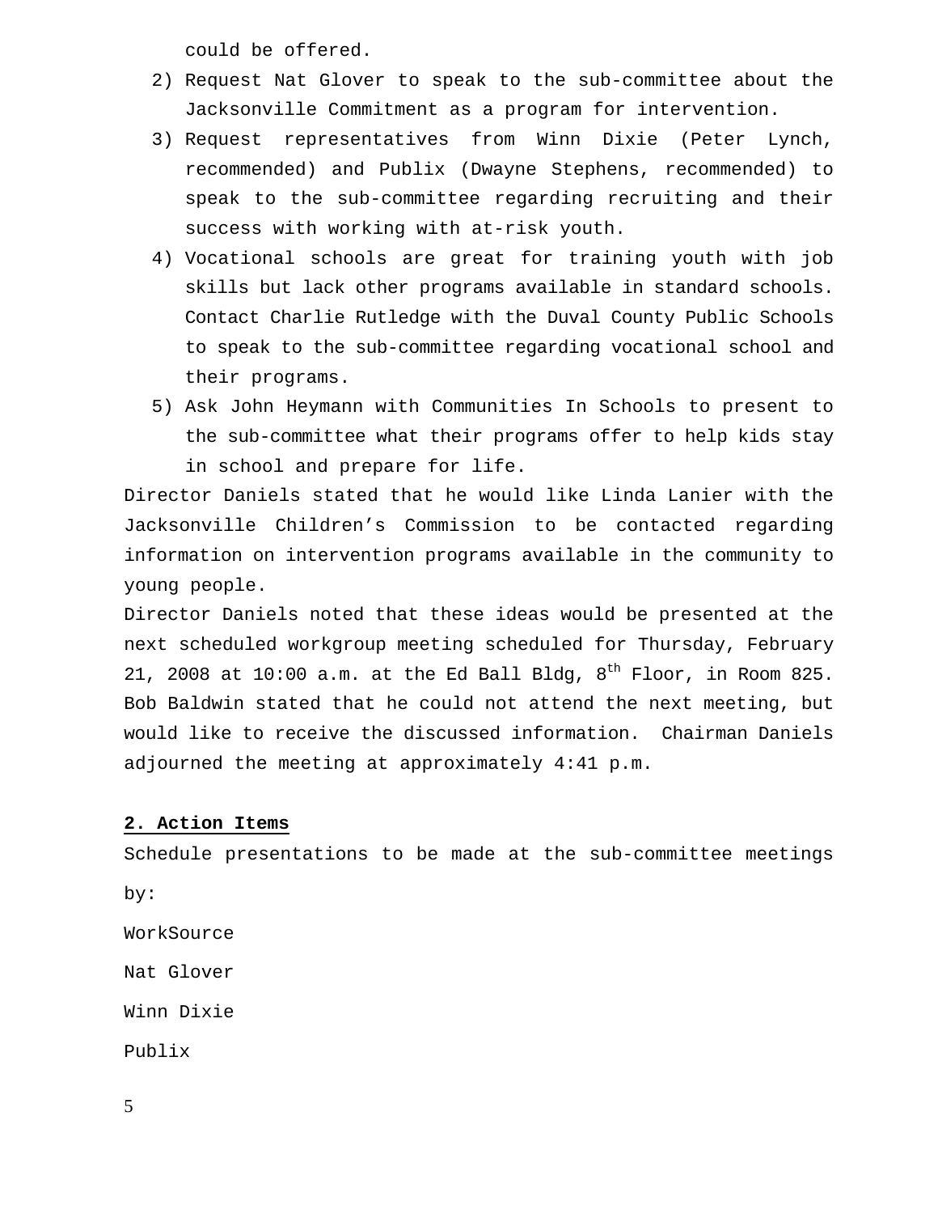could be offered.

2) Request Nat Glover to speak to the sub-committee about the Jacksonville Commitment as a program for intervention.
3) Request representatives from Winn Dixie (Peter Lynch, recommended) and Publix (Dwayne Stephens, recommended) to speak to the sub-committee regarding recruiting and their success with working with at-risk youth.
4) Vocational schools are great for training youth with job skills but lack other programs available in standard schools. Contact Charlie Rutledge with the Duval County Public Schools to speak to the sub-committee regarding vocational school and their programs.
5) Ask John Heymann with Communities In Schools to present to the sub-committee what their programs offer to help kids stay in school and prepare for life.

Director Daniels stated that he would like Linda Lanier with the Jacksonville Children's Commission to be contacted regarding information on intervention programs available in the community to young people.

Director Daniels noted that these ideas would be presented at the next scheduled workgroup meeting scheduled for Thursday, February 21, 2008 at 10:00 a.m. at the Ed Ball Bldg, 8th Floor, in Room 825. Bob Baldwin stated that he could not attend the next meeting, but would like to receive the discussed information. Chairman Daniels adjourned the meeting at approximately 4:41 p.m.

**2. Action Items**

Schedule presentations to be made at the sub-committee meetings by:

WorkSource

Nat Glover

Winn Dixie

Publix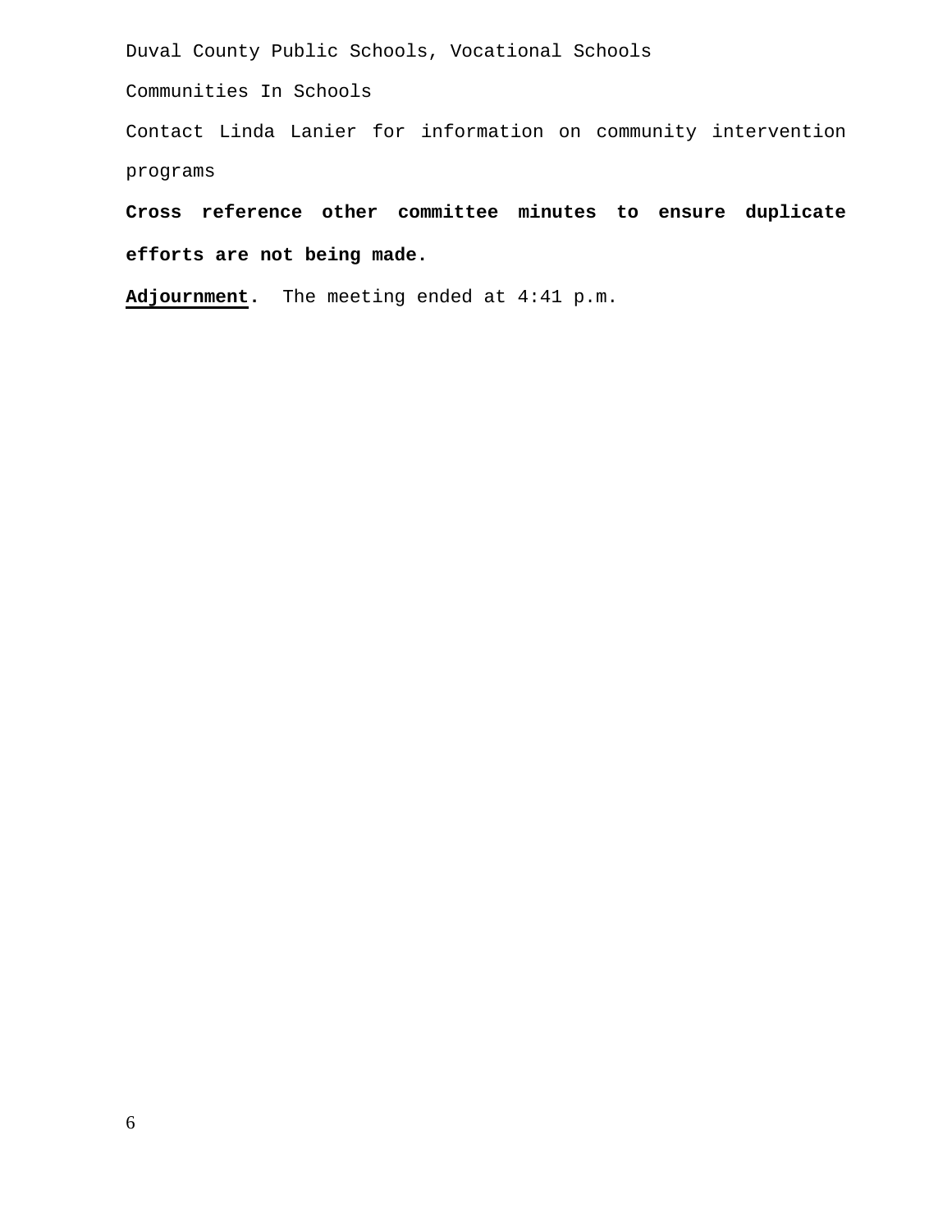Duval County Public Schools, Vocational Schools

Communities In Schools

Contact Linda Lanier for information on community intervention programs

**Cross reference other committee minutes to ensure duplicate efforts are not being made.**

**Adjournment.** The meeting ended at 4:41 p.m.